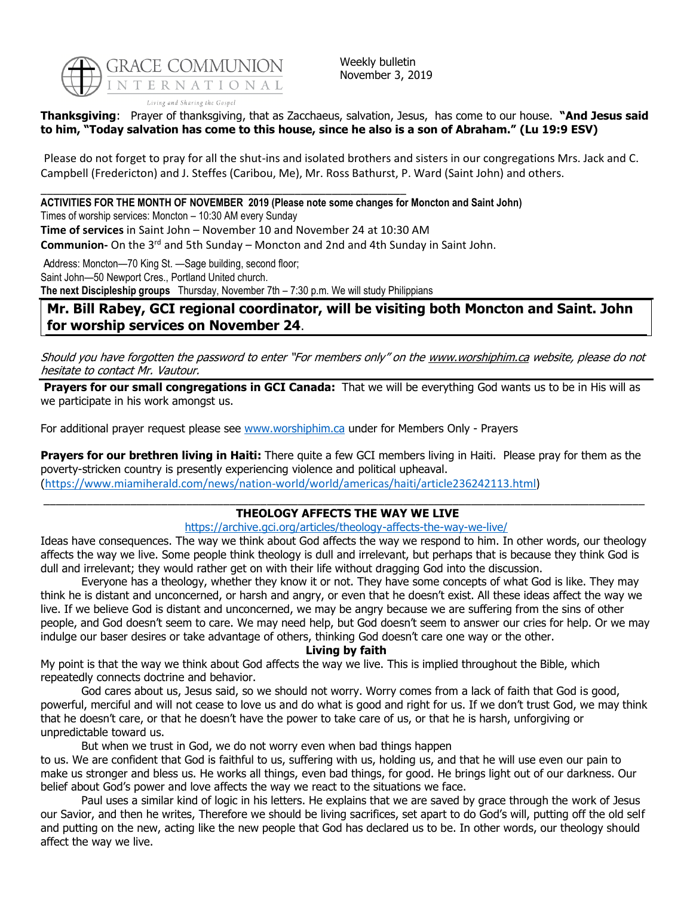GRACE COMMUNION INTERNATIONAL

*Living and Sharing the Gospel*

Weekly bulletin
November 3, 2019

**Thanksgiving**: Prayer of thanksgiving, that as Zacchaeus, salvation, Jesus, has come to our house. **"And Jesus said to him, "Today salvation has come to this house, since he also is a son of Abraham." (Lu 19:9 ESV)**

Please do not forget to pray for all the shut-ins and isolated brothers and sisters in our congregations Mrs. Jack and C. Campbell (Fredericton) and J. Steffes (Caribou, Me), Mr. Ross Bathurst, P. Ward (Saint John) and others.

---

**ACTIVITIES FOR THE MONTH OF NOVEMBER 2019 (Please note some changes for Moncton and Saint John)**

Times of worship services: Moncton – 10:30 AM every Sunday

**Time of services** in Saint John – November 10 and November 24 at 10:30 AM

**Communion-** On the 3rd and 5th Sunday – Moncton and 2nd and 4th Sunday in Saint John.

Address: Moncton—70 King St. —Sage building, second floor;
Saint John—50 Newport Cres., Portland United church.

**The next Discipleship groups** Thursday, November 7th – 7:30 p.m. We will study Philippians

**Mr. Bill Rabey, GCI regional coordinator, will be visiting both Moncton and Saint. John for worship services on November 24**.

*Should you have forgotten the password to enter "For members only" on the www.worshiphim.ca website, please do not hesitate to contact Mr. Vautour.*

**Prayers for our small congregations in GCI Canada:** That we will be everything God wants us to be in His will as we participate in his work amongst us.

For additional prayer request please see www.worshiphim.ca under for Members Only - Prayers

**Prayers for our brethren living in Haiti:** There quite a few GCI members living in Haiti. Please pray for them as the poverty-stricken country is presently experiencing violence and political upheaval.
(https://www.miamiherald.com/news/nation-world/world/americas/haiti/article236242113.html)

---

## THEOLOGY AFFECTS THE WAY WE LIVE

https://archive.gci.org/articles/theology-affects-the-way-we-live/

Ideas have consequences. The way we think about God affects the way we respond to him. In other words, our theology affects the way we live. Some people think theology is dull and irrelevant, but perhaps that is because they think God is dull and irrelevant; they would rather get on with their life without dragging God into the discussion.

Everyone has a theology, whether they know it or not. They have some concepts of what God is like. They may think he is distant and unconcerned, or harsh and angry, or even that he doesn't exist. All these ideas affect the way we live. If we believe God is distant and unconcerned, we may be angry because we are suffering from the sins of other people, and God doesn't seem to care. We may need help, but God doesn't seem to answer our cries for help. Or we may indulge our baser desires or take advantage of others, thinking God doesn't care one way or the other.

### Living by faith

My point is that the way we think about God affects the way we live. This is implied throughout the Bible, which repeatedly connects doctrine and behavior.

God cares about us, Jesus said, so we should not worry. Worry comes from a lack of faith that God is good, powerful, merciful and will not cease to love us and do what is good and right for us. If we don't trust God, we may think that he doesn't care, or that he doesn't have the power to take care of us, or that he is harsh, unforgiving or unpredictable toward us.

But when we trust in God, we do not worry even when bad things happen to us. We are confident that God is faithful to us, suffering with us, holding us, and that he will use even our pain to make us stronger and bless us. He works all things, even bad things, for good. He brings light out of our darkness. Our belief about God's power and love affects the way we react to the situations we face.

Paul uses a similar kind of logic in his letters. He explains that we are saved by grace through the work of Jesus our Savior, and then he writes, Therefore we should be living sacrifices, set apart to do God's will, putting off the old self and putting on the new, acting like the new people that God has declared us to be. In other words, our theology should affect the way we live.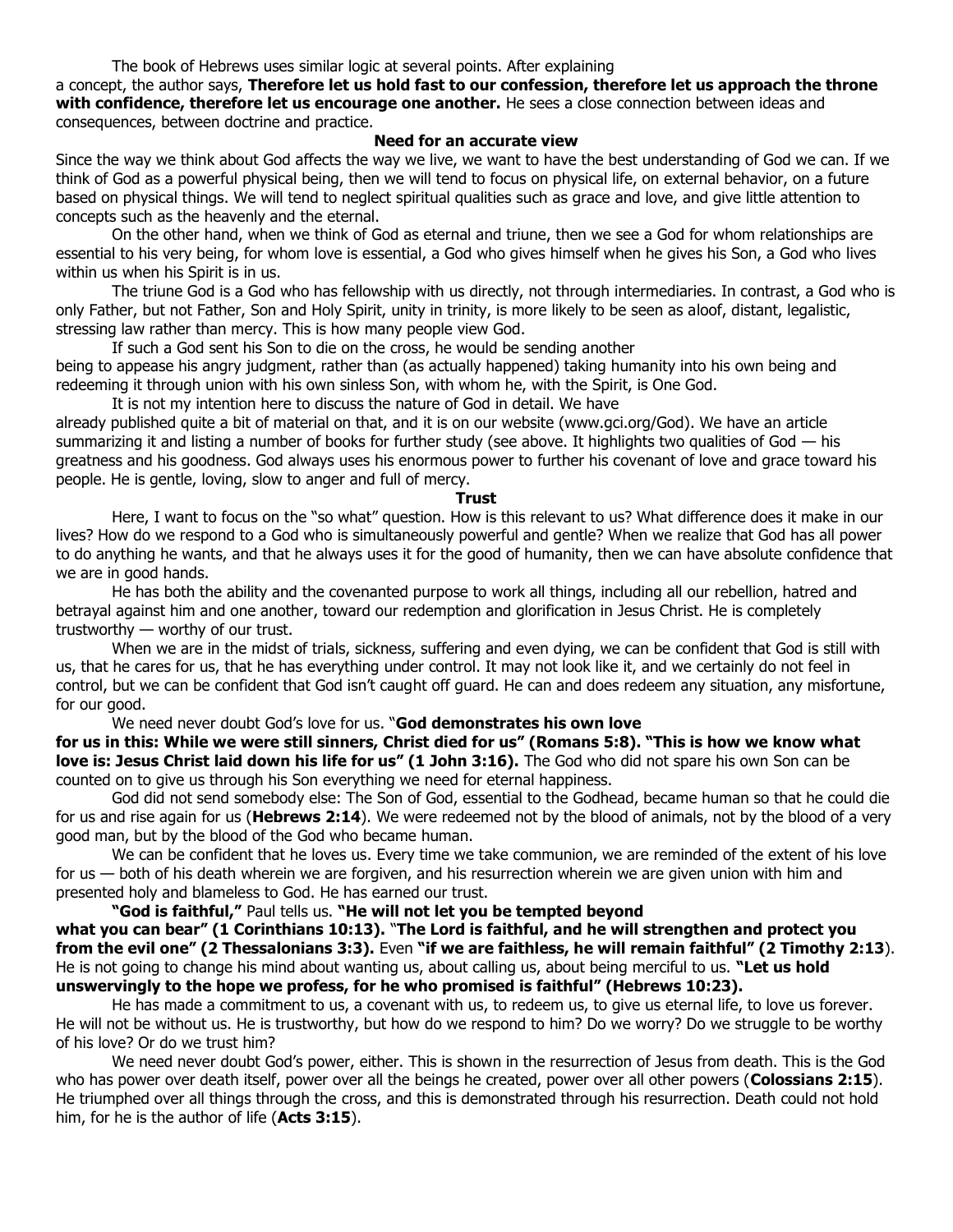The book of Hebrews uses similar logic at several points. After explaining a concept, the author says, **Therefore let us hold fast to our confession, therefore let us approach the throne with confidence, therefore let us encourage one another.** He sees a close connection between ideas and consequences, between doctrine and practice.

### Need for an accurate view

Since the way we think about God affects the way we live, we want to have the best understanding of God we can. If we think of God as a powerful physical being, then we will tend to focus on physical life, on external behavior, on a future based on physical things. We will tend to neglect spiritual qualities such as grace and love, and give little attention to concepts such as the heavenly and the eternal.

On the other hand, when we think of God as eternal and triune, then we see a God for whom relationships are essential to his very being, for whom love is essential, a God who gives himself when he gives his Son, a God who lives within us when his Spirit is in us.

The triune God is a God who has fellowship with us directly, not through intermediaries. In contrast, a God who is only Father, but not Father, Son and Holy Spirit, unity in trinity, is more likely to be seen as aloof, distant, legalistic, stressing law rather than mercy. This is how many people view God.

If such a God sent his Son to die on the cross, he would be sending another being to appease his angry judgment, rather than (as actually happened) taking humanity into his own being and redeeming it through union with his own sinless Son, with whom he, with the Spirit, is One God.

It is not my intention here to discuss the nature of God in detail. We have already published quite a bit of material on that, and it is on our website (www.gci.org/God). We have an article summarizing it and listing a number of books for further study (see above. It highlights two qualities of God — his greatness and his goodness. God always uses his enormous power to further his covenant of love and grace toward his people. He is gentle, loving, slow to anger and full of mercy.

### Trust

Here, I want to focus on the "so what" question. How is this relevant to us? What difference does it make in our lives? How do we respond to a God who is simultaneously powerful and gentle? When we realize that God has all power to do anything he wants, and that he always uses it for the good of humanity, then we can have absolute confidence that we are in good hands.

He has both the ability and the covenanted purpose to work all things, including all our rebellion, hatred and betrayal against him and one another, toward our redemption and glorification in Jesus Christ. He is completely trustworthy — worthy of our trust.

When we are in the midst of trials, sickness, suffering and even dying, we can be confident that God is still with us, that he cares for us, that he has everything under control. It may not look like it, and we certainly do not feel in control, but we can be confident that God isn't caught off guard. He can and does redeem any situation, any misfortune, for our good.

We need never doubt God's love for us. "**God demonstrates his own love for us in this: While we were still sinners, Christ died for us" (Romans 5:8). "This is how we know what love is: Jesus Christ laid down his life for us" (1 John 3:16).** The God who did not spare his own Son can be counted on to give us through his Son everything we need for eternal happiness.

God did not send somebody else: The Son of God, essential to the Godhead, became human so that he could die for us and rise again for us (**Hebrews 2:14**). We were redeemed not by the blood of animals, not by the blood of a very good man, but by the blood of the God who became human.

We can be confident that he loves us. Every time we take communion, we are reminded of the extent of his love for us — both of his death wherein we are forgiven, and his resurrection wherein we are given union with him and presented holy and blameless to God. He has earned our trust.

**"God is faithful,"** Paul tells us. **"He will not let you be tempted beyond what you can bear" (1 Corinthians 10:13).** "**The Lord is faithful, and he will strengthen and protect you from the evil one" (2 Thessalonians 3:3).** Even **"if we are faithless, he will remain faithful" (2 Timothy 2:13**). He is not going to change his mind about wanting us, about calling us, about being merciful to us. **"Let us hold unswervingly to the hope we profess, for he who promised is faithful" (Hebrews 10:23).**

He has made a commitment to us, a covenant with us, to redeem us, to give us eternal life, to love us forever. He will not be without us. He is trustworthy, but how do we respond to him? Do we worry? Do we struggle to be worthy of his love? Or do we trust him?

We need never doubt God's power, either. This is shown in the resurrection of Jesus from death. This is the God who has power over death itself, power over all the beings he created, power over all other powers (**Colossians 2:15**). He triumphed over all things through the cross, and this is demonstrated through his resurrection. Death could not hold him, for he is the author of life (**Acts 3:15**).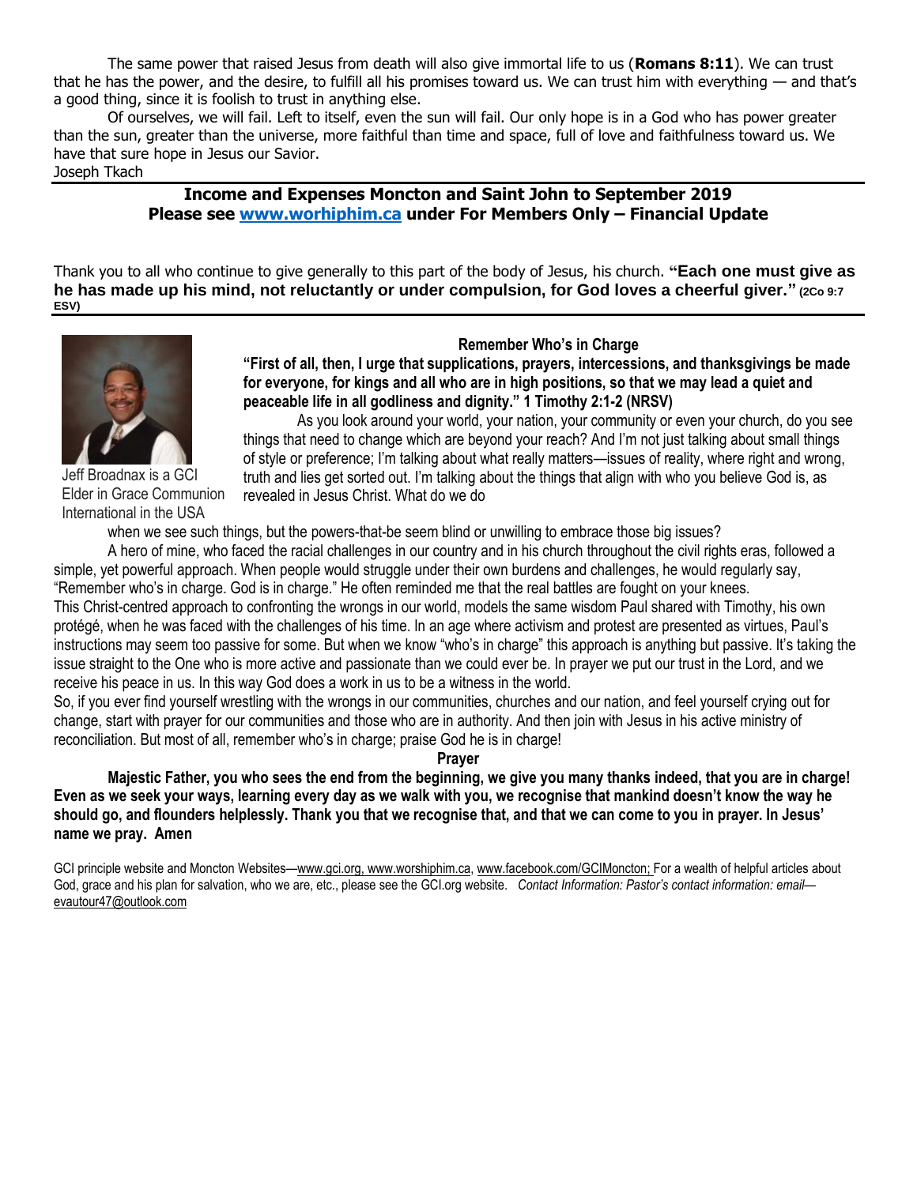The same power that raised Jesus from death will also give immortal life to us (**Romans 8:11**). We can trust that he has the power, and the desire, to fulfill all his promises toward us. We can trust him with everything — and that's a good thing, since it is foolish to trust in anything else.

Of ourselves, we will fail. Left to itself, even the sun will fail. Our only hope is in a God who has power greater than the sun, greater than the universe, more faithful than time and space, full of love and faithfulness toward us. We have that sure hope in Jesus our Savior.

Joseph Tkach

---

**Income and Expenses Moncton and Saint John to September 2019**
**Please see [www.worhiphim.ca](www.worhiphim.ca) under For Members Only – Financial Update**

Thank you to all who continue to give generally to this part of the body of Jesus, his church. **"Each one must give as he has made up his mind, not reluctantly or under compulsion, for God loves a cheerful giver." (2Co 9:7 ESV)**

---

Jeff Broadnax is a GCI Elder in Grace Communion International in the USA

### Remember Who's in Charge

**"First of all, then, I urge that supplications, prayers, intercessions, and thanksgivings be made for everyone, for kings and all who are in high positions, so that we may lead a quiet and peaceable life in all godliness and dignity." 1 Timothy 2:1-2 (NRSV)**

As you look around your world, your nation, your community or even your church, do you see things that need to change which are beyond your reach? And I'm not just talking about small things of style or preference; I'm talking about what really matters—issues of reality, where right and wrong, truth and lies get sorted out. I'm talking about the things that align with who you believe God is, as revealed in Jesus Christ. What do we do when we see such things, but the powers-that-be seem blind or unwilling to embrace those big issues?

A hero of mine, who faced the racial challenges in our country and in his church throughout the civil rights eras, followed a simple, yet powerful approach. When people would struggle under their own burdens and challenges, he would regularly say, "Remember who's in charge. God is in charge." He often reminded me that the real battles are fought on your knees.

This Christ-centred approach to confronting the wrongs in our world, models the same wisdom Paul shared with Timothy, his own protégé, when he was faced with the challenges of his time. In an age where activism and protest are presented as virtues, Paul's instructions may seem too passive for some. But when we know "who's in charge" this approach is anything but passive. It's taking the issue straight to the One who is more active and passionate than we could ever be. In prayer we put our trust in the Lord, and we receive his peace in us. In this way God does a work in us to be a witness in the world.

So, if you ever find yourself wrestling with the wrongs in our communities, churches and our nation, and feel yourself crying out for change, start with prayer for our communities and those who are in authority. And then join with Jesus in his active ministry of reconciliation. But most of all, remember who's in charge; praise God he is in charge!

**Prayer**

**Majestic Father, you who sees the end from the beginning, we give you many thanks indeed, that you are in charge! Even as we seek your ways, learning every day as we walk with you, we recognise that mankind doesn't know the way he should go, and flounders helplessly. Thank you that we recognise that, and that we can come to you in prayer. In Jesus' name we pray. Amen**

GCI principle website and Moncton Websites—www.gci.org, www.worshiphim.ca, www.facebook.com/GCIMoncton; For a wealth of helpful articles about God, grace and his plan for salvation, who we are, etc., please see the GCI.org website. *Contact Information: Pastor's contact information: email—* evautour47@outlook.com